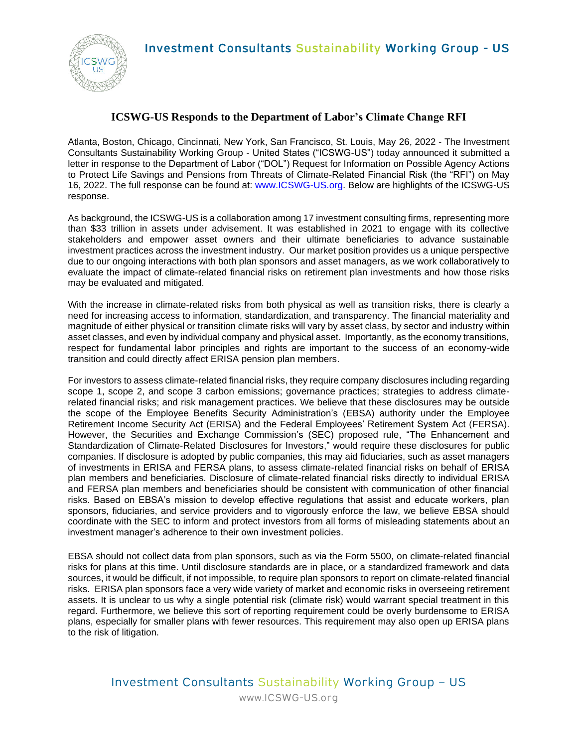# ICSWG-US Responds to the Department of Labor's Climate Change RFI

Atlanta, Boston, Chicago, Cincinnati, New York, San Francisco, St. Louis, May 26, 2022 - The Investment Consultants Sustainability Working Group - United States ("ICSWG-US") today announced it submitted a letter in response to the Department of Labor ("DOL") Request for Information on Possible Agency Actions to Protect Life Savings and Pensions from Threats of Climate-Related Financial Risk (the "RFI") on May 16, 2022. The full response can be found at: [www.ICSWG-US.org](http://www.ICSWG-US.org). Below are highlights of the ICSWG-US response.

As background, the ICSWG-US is a collaboration among 17 investment consulting firms, representing more than $33 trillion in assets under advisement. It was established in 2021 to engage with its collective stakeholders and empower asset owners and their ultimate beneficiaries to advance sustainable investment practices across the investment industry. Our market position provides us a unique perspective due to our ongoing interactions with both plan sponsors and asset managers, as we work collaboratively to evaluate the impact of climate-related financial risks on retirement plan investments and how those risks may be evaluated and mitigated.

With the increase in climate-related risks from both physical as well as transition risks, there is clearly a need for increasing access to information, standardization, and transparency. The financial materiality and magnitude of either physical or transition climate risks will vary by asset class, by sector and industry within asset classes, and even by individual company and physical asset. Importantly, as the economy transitions, respect for fundamental labor principles and rights are important to the success of an economy-wide transition and could directly affect ERISA pension plan members.

For investors to assess climate-related financial risks, they require company disclosures including regarding scope 1, scope 2, and scope 3 carbon emissions; governance practices; strategies to address climate-related financial risks; and risk management practices. We believe that these disclosures may be outside the scope of the Employee Benefits Security Administration's (EBSA) authority under the Employee Retirement Income Security Act (ERISA) and the Federal Employees' Retirement System Act (FERSA). However, the Securities and Exchange Commission's (SEC) proposed rule, "The Enhancement and Standardization of Climate-Related Disclosures for Investors," would require these disclosures for public companies. If disclosure is adopted by public companies, this may aid fiduciaries, such as asset managers of investments in ERISA and FERSA plans, to assess climate-related financial risks on behalf of ERISA plan members and beneficiaries. Disclosure of climate-related financial risks directly to individual ERISA and FERSA plan members and beneficiaries should be consistent with communication of other financial risks. Based on EBSA's mission to develop effective regulations that assist and educate workers, plan sponsors, fiduciaries, and service providers and to vigorously enforce the law, we believe EBSA should coordinate with the SEC to inform and protect investors from all forms of misleading statements about an investment manager's adherence to their own investment policies.

EBSA should not collect data from plan sponsors, such as via the Form 5500, on climate-related financial risks for plans at this time. Until disclosure standards are in place, or a standardized framework and data sources, it would be difficult, if not impossible, to require plan sponsors to report on climate-related financial risks. ERISA plan sponsors face a very wide variety of market and economic risks in overseeing retirement assets. It is unclear to us why a single potential risk (climate risk) would warrant special treatment in this regard. Furthermore, we believe this sort of reporting requirement could be overly burdensome to ERISA plans, especially for smaller plans with fewer resources. This requirement may also open up ERISA plans to the risk of litigation.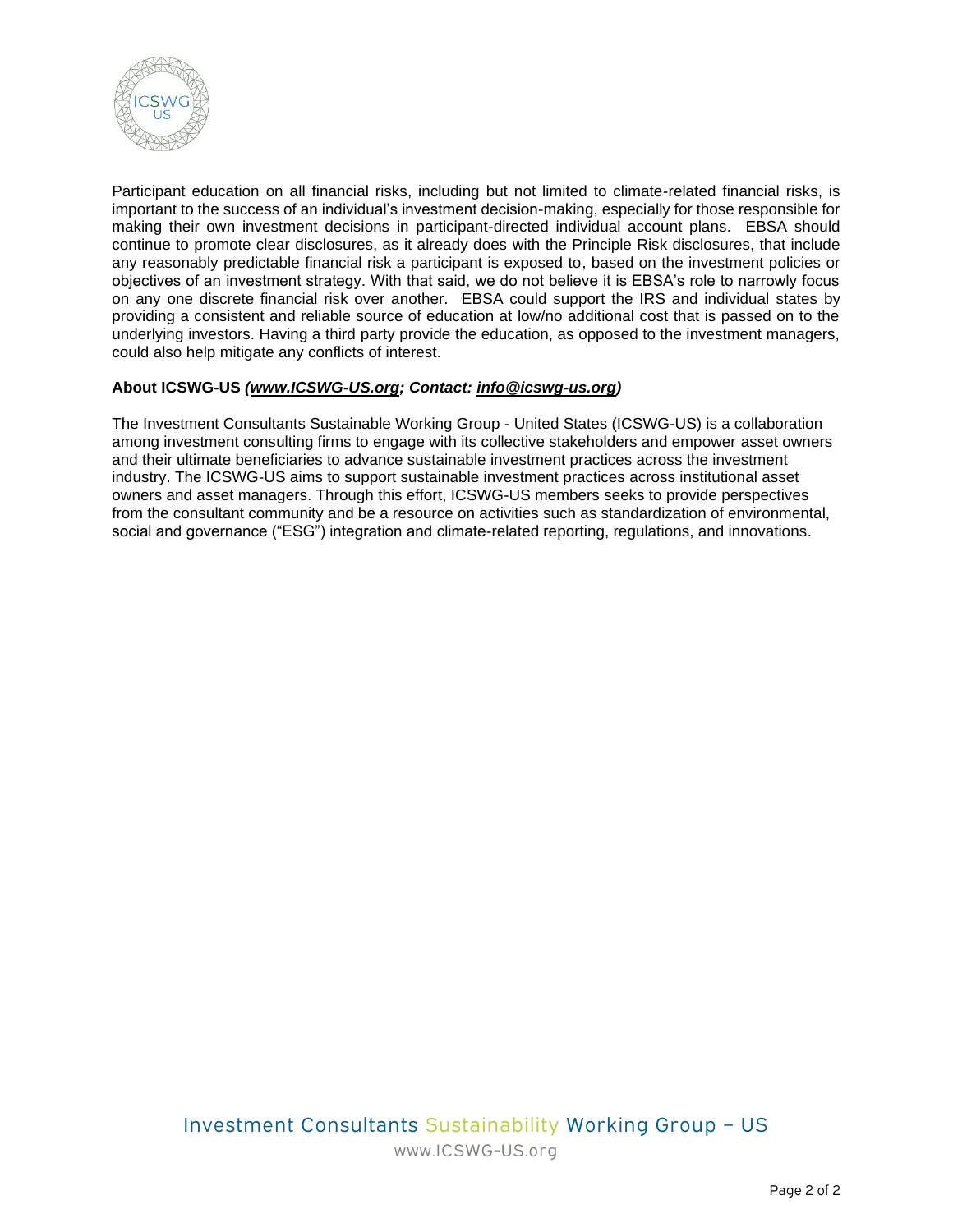Participant education on all financial risks, including but not limited to climate-related financial risks, is important to the success of an individual's investment decision-making, especially for those responsible for making their own investment decisions in participant-directed individual account plans. EBSA should continue to promote clear disclosures, as it already does with the Principle Risk disclosures, that include any reasonably predictable financial risk a participant is exposed to, based on the investment policies or objectives of an investment strategy. With that said, we do not believe it is EBSA's role to narrowly focus on any one discrete financial risk over another. EBSA could support the IRS and individual states by providing a consistent and reliable source of education at low/no additional cost that is passed on to the underlying investors. Having a third party provide the education, as opposed to the investment managers, could also help mitigate any conflicts of interest.

**About ICSWG-US *(www.ICSWG-US.org; Contact: info@icswg-us.org)***

The Investment Consultants Sustainable Working Group - United States (ICSWG-US) is a collaboration among investment consulting firms to engage with its collective stakeholders and empower asset owners and their ultimate beneficiaries to advance sustainable investment practices across the investment industry. The ICSWG-US aims to support sustainable investment practices across institutional asset owners and asset managers. Through this effort, ICSWG-US members seeks to provide perspectives from the consultant community and be a resource on activities such as standardization of environmental, social and governance ("ESG") integration and climate-related reporting, regulations, and innovations.